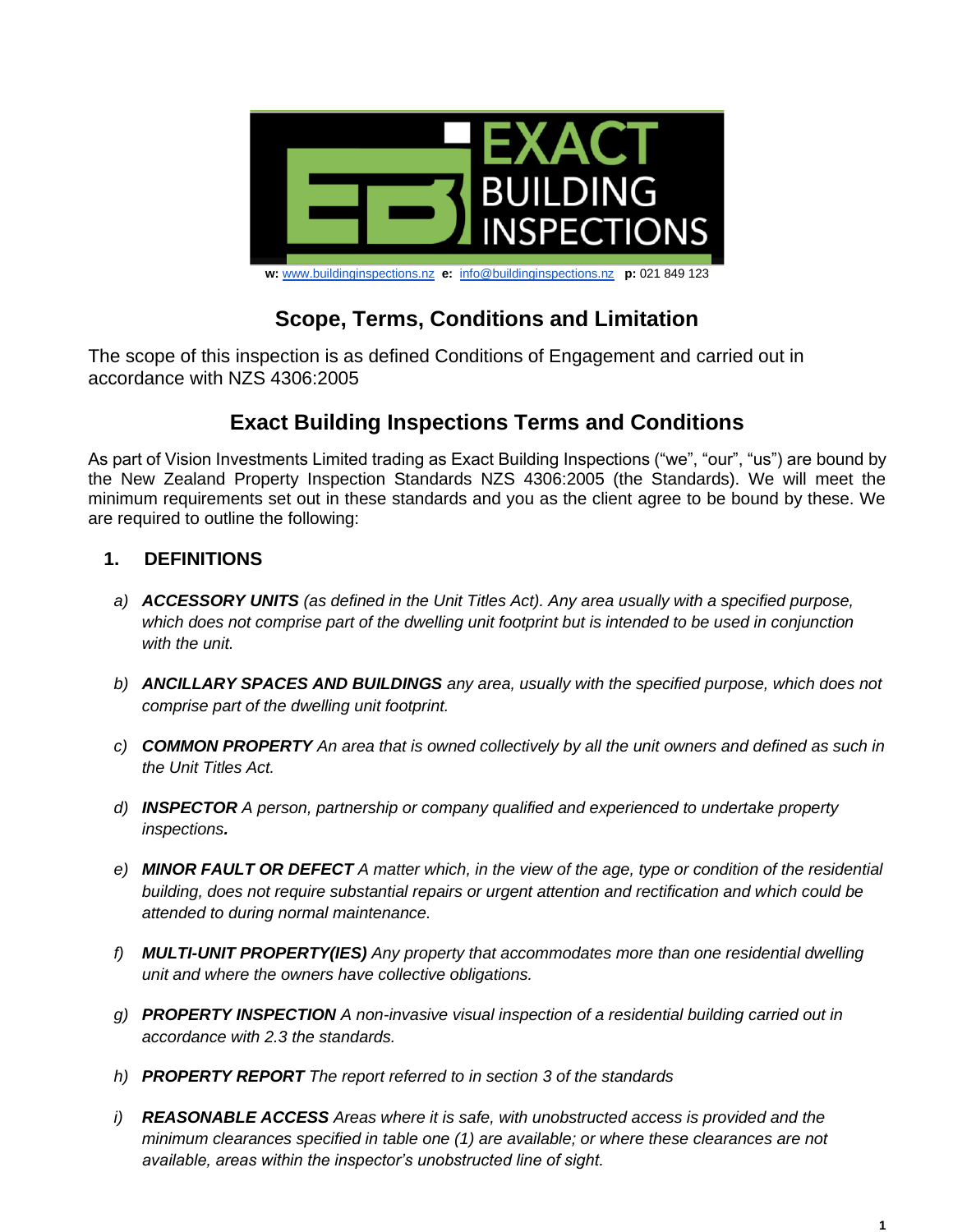w: www.buildinginspections.nz e: info@buildinginspections.nz p: 021 849 123

# Scope, Terms, Conditions and Limitation

The scope of this inspection is as defined Conditions of Engagement and carried out in accordance with NZS 4306:2005

# Exact Building Inspections Terms and Conditions

As part of Vision Investments Limited trading as Exact Building Inspections ("we", "our", "us") are bound by the New Zealand Property Inspection Standards NZS 4306:2005 (the Standards). We will meet the minimum requirements set out in these standards and you as the client agree to be bound by these. We are required to outline the following:

## 1. DEFINITIONS

a) ***ACCESSORY UNITS*** *(as defined in the Unit Titles Act). Any area usually with a specified purpose, which does not comprise part of the dwelling unit footprint but is intended to be used in conjunction with the unit.*

b) ***ANCILLARY SPACES AND BUILDINGS*** *any area, usually with the specified purpose, which does not comprise part of the dwelling unit footprint.*

c) ***COMMON PROPERTY*** *An area that is owned collectively by all the unit owners and defined as such in the Unit Titles Act.*

d) ***INSPECTOR*** *A person, partnership or company qualified and experienced to undertake property inspections.*

e) ***MINOR FAULT OR DEFECT*** *A matter which, in the view of the age, type or condition of the residential building, does not require substantial repairs or urgent attention and rectification and which could be attended to during normal maintenance.*

f) ***MULTI-UNIT PROPERTY(IES)*** *Any property that accommodates more than one residential dwelling unit and where the owners have collective obligations.*

g) ***PROPERTY INSPECTION*** *A non-invasive visual inspection of a residential building carried out in accordance with 2.3 the standards.*

h) ***PROPERTY REPORT*** *The report referred to in section 3 of the standards*

i) ***REASONABLE ACCESS*** *Areas where it is safe, with unobstructed access is provided and the minimum clearances specified in table one (1) are available; or where these clearances are not available, areas within the inspector's unobstructed line of sight.*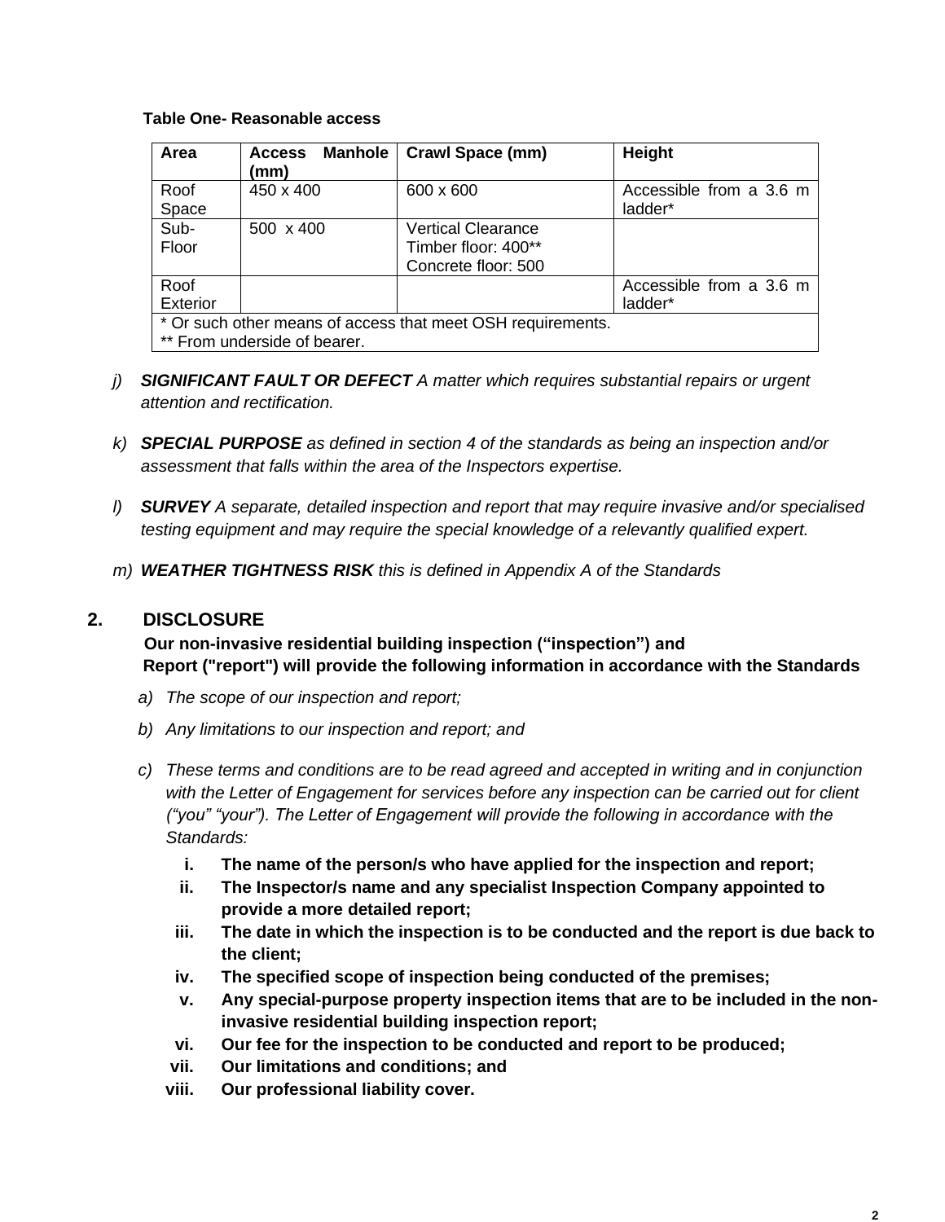**Table One- Reasonable access**

| Area | Access Manhole (mm) | Crawl Space (mm) | Height |
| --- | --- | --- | --- |
| Roof Space | 450 x 400 | 600 x 600 | Accessible from a 3.6 m ladder* |
| Sub-Floor | 500 x 400 | Vertical Clearance<br>Timber floor: 400**<br>Concrete floor: 500 | |
| Roof Exterior | | | Accessible from a 3.6 m ladder* |
| * Or such other means of access that meet OSH requirements.<br>** From underside of bearer. | | | |

j) ***SIGNIFICANT FAULT OR DEFECT*** *A matter which requires substantial repairs or urgent attention and rectification.*

k) ***SPECIAL PURPOSE*** *as defined in section 4 of the standards as being an inspection and/or assessment that falls within the area of the Inspectors expertise.*

l) ***SURVEY*** *A separate, detailed inspection and report that may require invasive and/or specialised testing equipment and may require the special knowledge of a relevantly qualified expert.*

m) ***WEATHER TIGHTNESS RISK*** *this is defined in Appendix A of the Standards*

## 2. DISCLOSURE

**Our non-invasive residential building inspection ("inspection") and Report ("report") will provide the following information in accordance with the Standards**

a) *The scope of our inspection and report;*

b) *Any limitations to our inspection and report; and*

c) *These terms and conditions are to be read agreed and accepted in writing and in conjunction with the Letter of Engagement for services before any inspection can be carried out for client ("you" "your"). The Letter of Engagement will provide the following in accordance with the Standards:*

   i. **The name of the person/s who have applied for the inspection and report;**
   ii. **The Inspector/s name and any specialist Inspection Company appointed to provide a more detailed report;**
   iii. **The date in which the inspection is to be conducted and the report is due back to the client;**
   iv. **The specified scope of inspection being conducted of the premises;**
   v. **Any special-purpose property inspection items that are to be included in the non-invasive residential building inspection report;**
   vi. **Our fee for the inspection to be conducted and report to be produced;**
   vii. **Our limitations and conditions; and**
   viii. **Our professional liability cover.**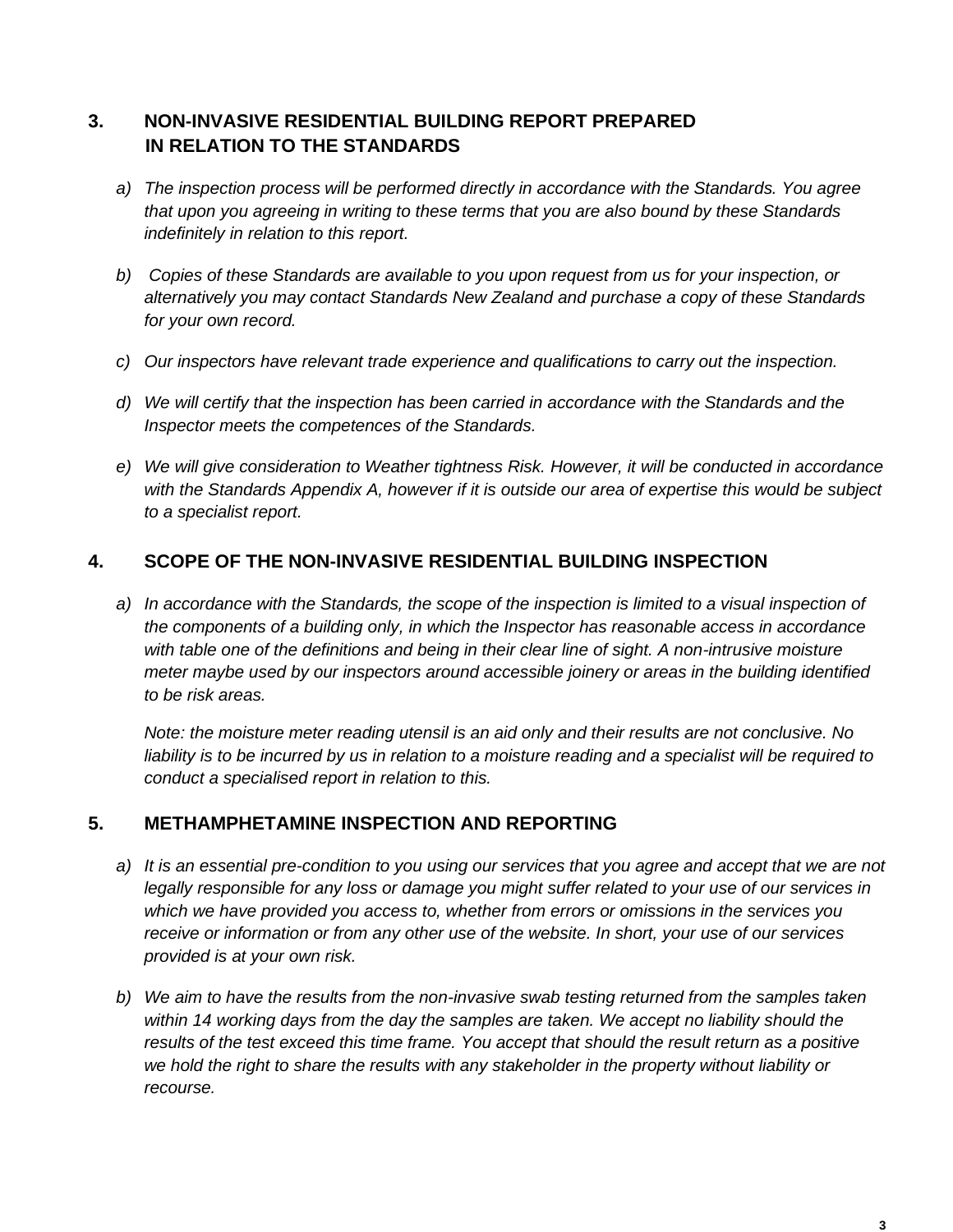## 3. NON-INVASIVE RESIDENTIAL BUILDING REPORT PREPARED IN RELATION TO THE STANDARDS

a) *The inspection process will be performed directly in accordance with the Standards. You agree that upon you agreeing in writing to these terms that you are also bound by these Standards indefinitely in relation to this report.*

b) *Copies of these Standards are available to you upon request from us for your inspection, or alternatively you may contact Standards New Zealand and purchase a copy of these Standards for your own record.*

c) *Our inspectors have relevant trade experience and qualifications to carry out the inspection.*

d) *We will certify that the inspection has been carried in accordance with the Standards and the Inspector meets the competences of the Standards.*

e) *We will give consideration to Weather tightness Risk. However, it will be conducted in accordance with the Standards Appendix A, however if it is outside our area of expertise this would be subject to a specialist report.*

## 4. SCOPE OF THE NON-INVASIVE RESIDENTIAL BUILDING INSPECTION

a) *In accordance with the Standards, the scope of the inspection is limited to a visual inspection of the components of a building only, in which the Inspector has reasonable access in accordance with table one of the definitions and being in their clear line of sight. A non-intrusive moisture meter maybe used by our inspectors around accessible joinery or areas in the building identified to be risk areas.*

*Note: the moisture meter reading utensil is an aid only and their results are not conclusive. No liability is to be incurred by us in relation to a moisture reading and a specialist will be required to conduct a specialised report in relation to this.*

## 5. METHAMPHETAMINE INSPECTION AND REPORTING

a) *It is an essential pre-condition to you using our services that you agree and accept that we are not legally responsible for any loss or damage you might suffer related to your use of our services in which we have provided you access to, whether from errors or omissions in the services you receive or information or from any other use of the website. In short, your use of our services provided is at your own risk.*

b) *We aim to have the results from the non-invasive swab testing returned from the samples taken within 14 working days from the day the samples are taken. We accept no liability should the results of the test exceed this time frame. You accept that should the result return as a positive we hold the right to share the results with any stakeholder in the property without liability or recourse.*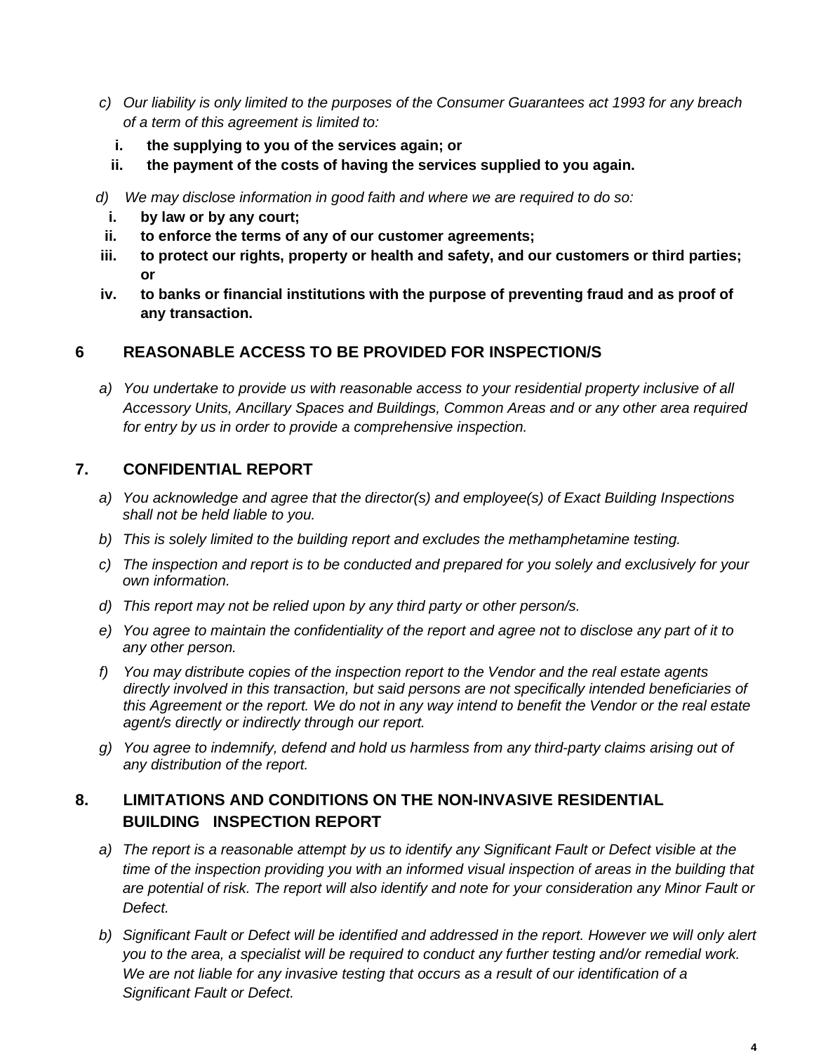c) *Our liability is only limited to the purposes of the Consumer Guarantees act 1993 for any breach of a term of this agreement is limited to:*

   i. **the supplying to you of the services again; or**

   ii. **the payment of the costs of having the services supplied to you again.**

d) *We may disclose information in good faith and where we are required to do so:*

   i. **by law or by any court;**

   ii. **to enforce the terms of any of our customer agreements;**

   iii. **to protect our rights, property or health and safety, and our customers or third parties; or**

   iv. **to banks or financial institutions with the purpose of preventing fraud and as proof of any transaction.**

## 6 REASONABLE ACCESS TO BE PROVIDED FOR INSPECTION/S

a) *You undertake to provide us with reasonable access to your residential property inclusive of all Accessory Units, Ancillary Spaces and Buildings, Common Areas and or any other area required for entry by us in order to provide a comprehensive inspection.*

## 7. CONFIDENTIAL REPORT

a) *You acknowledge and agree that the director(s) and employee(s) of Exact Building Inspections shall not be held liable to you.*

b) *This is solely limited to the building report and excludes the methamphetamine testing.*

c) *The inspection and report is to be conducted and prepared for you solely and exclusively for your own information.*

d) *This report may not be relied upon by any third party or other person/s.*

e) *You agree to maintain the confidentiality of the report and agree not to disclose any part of it to any other person.*

f) *You may distribute copies of the inspection report to the Vendor and the real estate agents directly involved in this transaction, but said persons are not specifically intended beneficiaries of this Agreement or the report. We do not in any way intend to benefit the Vendor or the real estate agent/s directly or indirectly through our report.*

g) *You agree to indemnify, defend and hold us harmless from any third-party claims arising out of any distribution of the report.*

## 8. LIMITATIONS AND CONDITIONS ON THE NON-INVASIVE RESIDENTIAL BUILDING INSPECTION REPORT

a) *The report is a reasonable attempt by us to identify any Significant Fault or Defect visible at the time of the inspection providing you with an informed visual inspection of areas in the building that are potential of risk. The report will also identify and note for your consideration any Minor Fault or Defect.*

b) *Significant Fault or Defect will be identified and addressed in the report. However we will only alert you to the area, a specialist will be required to conduct any further testing and/or remedial work. We are not liable for any invasive testing that occurs as a result of our identification of a Significant Fault or Defect.*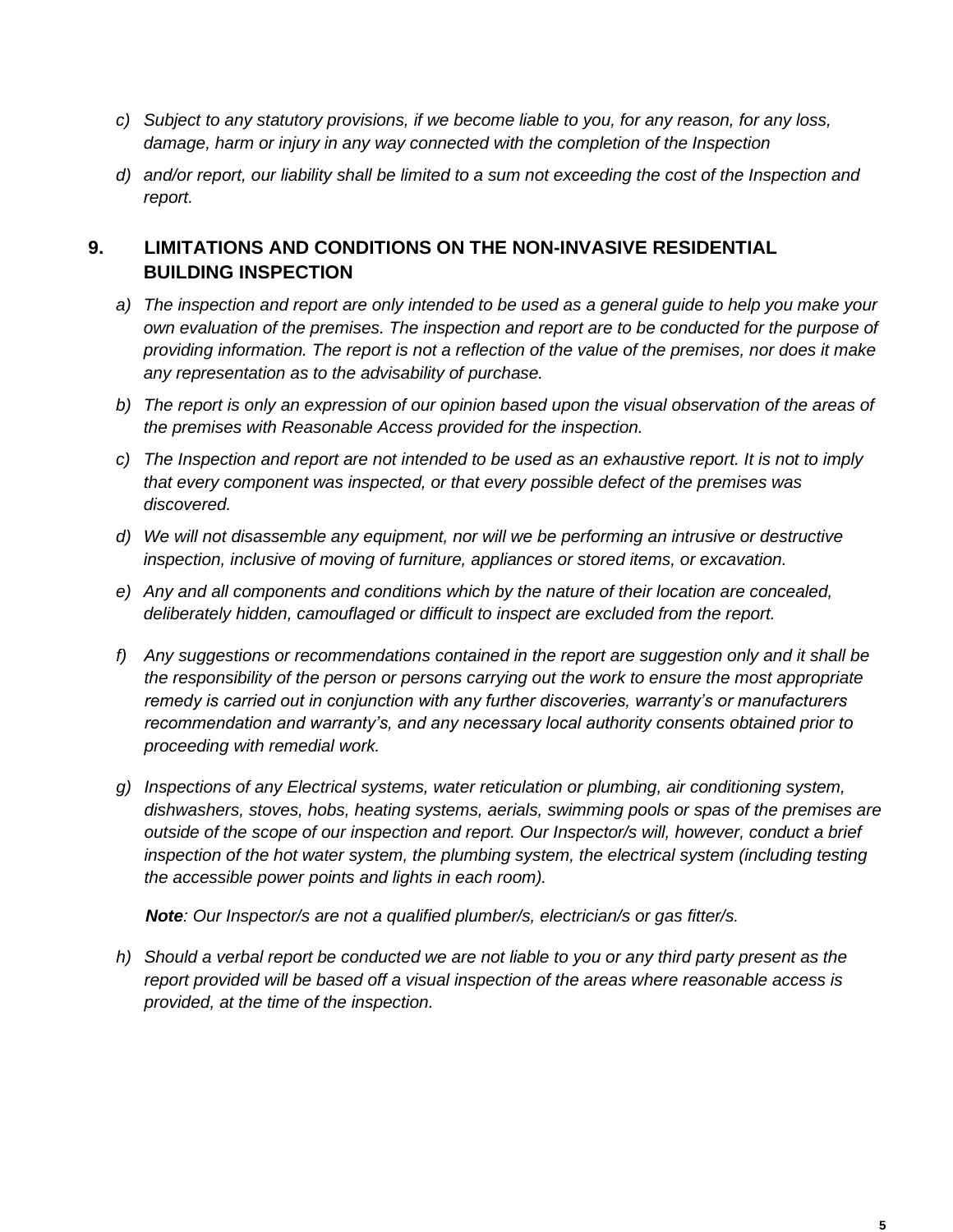c) *Subject to any statutory provisions, if we become liable to you, for any reason, for any loss, damage, harm or injury in any way connected with the completion of the Inspection*

d) *and/or report, our liability shall be limited to a sum not exceeding the cost of the Inspection and report.*

## 9. LIMITATIONS AND CONDITIONS ON THE NON-INVASIVE RESIDENTIAL BUILDING INSPECTION

a) *The inspection and report are only intended to be used as a general guide to help you make your own evaluation of the premises. The inspection and report are to be conducted for the purpose of providing information. The report is not a reflection of the value of the premises, nor does it make any representation as to the advisability of purchase.*

b) *The report is only an expression of our opinion based upon the visual observation of the areas of the premises with Reasonable Access provided for the inspection.*

c) *The Inspection and report are not intended to be used as an exhaustive report. It is not to imply that every component was inspected, or that every possible defect of the premises was discovered.*

d) *We will not disassemble any equipment, nor will we be performing an intrusive or destructive inspection, inclusive of moving of furniture, appliances or stored items, or excavation.*

e) *Any and all components and conditions which by the nature of their location are concealed, deliberately hidden, camouflaged or difficult to inspect are excluded from the report.*

f) *Any suggestions or recommendations contained in the report are suggestion only and it shall be the responsibility of the person or persons carrying out the work to ensure the most appropriate remedy is carried out in conjunction with any further discoveries, warranty's or manufacturers recommendation and warranty's, and any necessary local authority consents obtained prior to proceeding with remedial work.*

g) *Inspections of any Electrical systems, water reticulation or plumbing, air conditioning system, dishwashers, stoves, hobs, heating systems, aerials, swimming pools or spas of the premises are outside of the scope of our inspection and report. Our Inspector/s will, however, conduct a brief inspection of the hot water system, the plumbing system, the electrical system (including testing the accessible power points and lights in each room).*

***Note**: Our Inspector/s are not a qualified plumber/s, electrician/s or gas fitter/s.*

h) *Should a verbal report be conducted we are not liable to you or any third party present as the report provided will be based off a visual inspection of the areas where reasonable access is provided, at the time of the inspection.*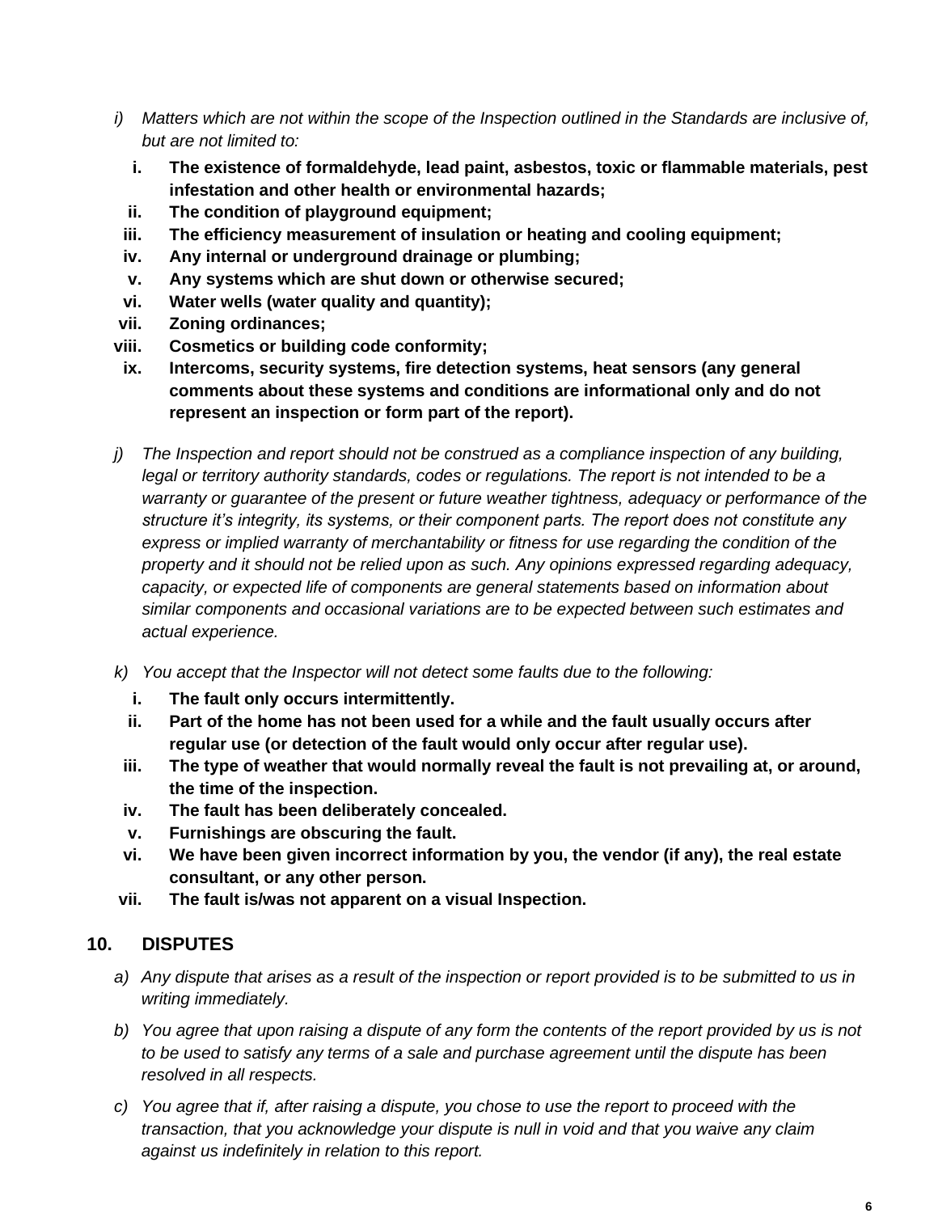*i) Matters which are not within the scope of the Inspection outlined in the Standards are inclusive of, but are not limited to:*

   i. **The existence of formaldehyde, lead paint, asbestos, toxic or flammable materials, pest infestation and other health or environmental hazards;**
   ii. **The condition of playground equipment;**
   iii. **The efficiency measurement of insulation or heating and cooling equipment;**
   iv. **Any internal or underground drainage or plumbing;**
   v. **Any systems which are shut down or otherwise secured;**
   vi. **Water wells (water quality and quantity);**
   vii. **Zoning ordinances;**
   viii. **Cosmetics or building code conformity;**
   ix. **Intercoms, security systems, fire detection systems, heat sensors (any general comments about these systems and conditions are informational only and do not represent an inspection or form part of the report).**

*j) The Inspection and report should not be construed as a compliance inspection of any building, legal or territory authority standards, codes or regulations. The report is not intended to be a warranty or guarantee of the present or future weather tightness, adequacy or performance of the structure it's integrity, its systems, or their component parts. The report does not constitute any express or implied warranty of merchantability or fitness for use regarding the condition of the property and it should not be relied upon as such. Any opinions expressed regarding adequacy, capacity, or expected life of components are general statements based on information about similar components and occasional variations are to be expected between such estimates and actual experience.*

*k) You accept that the Inspector will not detect some faults due to the following:*

   i. **The fault only occurs intermittently.**
   ii. **Part of the home has not been used for a while and the fault usually occurs after regular use (or detection of the fault would only occur after regular use).**
   iii. **The type of weather that would normally reveal the fault is not prevailing at, or around, the time of the inspection.**
   iv. **The fault has been deliberately concealed.**
   v. **Furnishings are obscuring the fault.**
   vi. **We have been given incorrect information by you, the vendor (if any), the real estate consultant, or any other person.**
   vii. **The fault is/was not apparent on a visual Inspection.**

## 10. DISPUTES

*a) Any dispute that arises as a result of the inspection or report provided is to be submitted to us in writing immediately.*

*b) You agree that upon raising a dispute of any form the contents of the report provided by us is not to be used to satisfy any terms of a sale and purchase agreement until the dispute has been resolved in all respects.*

*c) You agree that if, after raising a dispute, you chose to use the report to proceed with the transaction, that you acknowledge your dispute is null in void and that you waive any claim against us indefinitely in relation to this report.*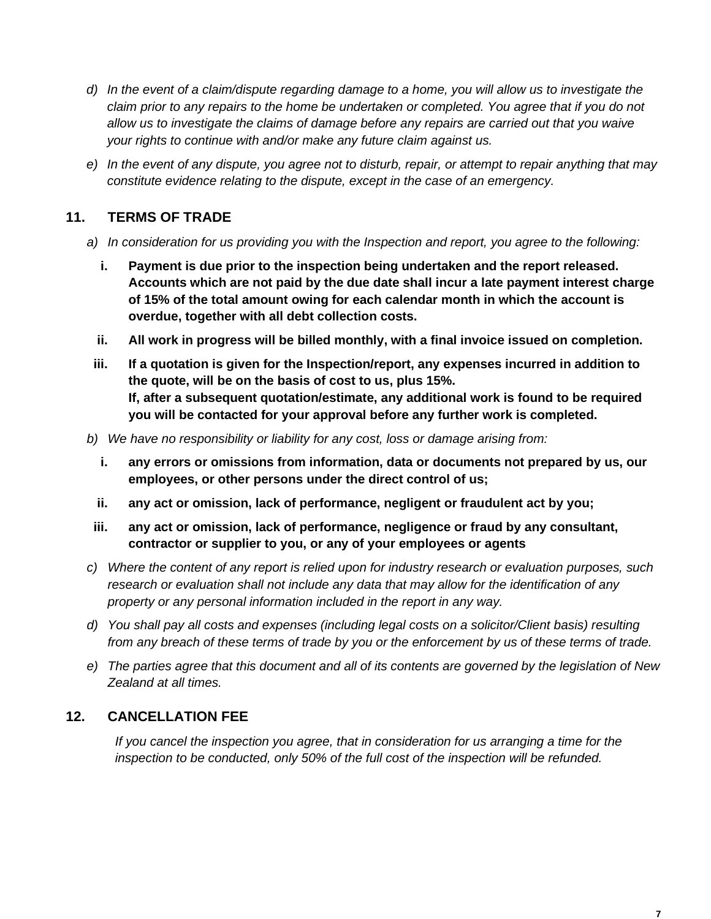d) *In the event of a claim/dispute regarding damage to a home, you will allow us to investigate the claim prior to any repairs to the home be undertaken or completed. You agree that if you do not allow us to investigate the claims of damage before any repairs are carried out that you waive your rights to continue with and/or make any future claim against us.*

e) *In the event of any dispute, you agree not to disturb, repair, or attempt to repair anything that may constitute evidence relating to the dispute, except in the case of an emergency.*

## 11. TERMS OF TRADE

a) *In consideration for us providing you with the Inspection and report, you agree to the following:*

   i. **Payment is due prior to the inspection being undertaken and the report released. Accounts which are not paid by the due date shall incur a late payment interest charge of 15% of the total amount owing for each calendar month in which the account is overdue, together with all debt collection costs.**

   ii. **All work in progress will be billed monthly, with a final invoice issued on completion.**

   iii. **If a quotation is given for the Inspection/report, any expenses incurred in addition to the quote, will be on the basis of cost to us, plus 15%.**
   **If, after a subsequent quotation/estimate, any additional work is found to be required you will be contacted for your approval before any further work is completed.**

b) *We have no responsibility or liability for any cost, loss or damage arising from:*

   i. **any errors or omissions from information, data or documents not prepared by us, our employees, or other persons under the direct control of us;**

   ii. **any act or omission, lack of performance, negligent or fraudulent act by you;**

   iii. **any act or omission, lack of performance, negligence or fraud by any consultant, contractor or supplier to you, or any of your employees or agents**

c) *Where the content of any report is relied upon for industry research or evaluation purposes, such research or evaluation shall not include any data that may allow for the identification of any property or any personal information included in the report in any way.*

d) *You shall pay all costs and expenses (including legal costs on a solicitor/Client basis) resulting from any breach of these terms of trade by you or the enforcement by us of these terms of trade.*

e) *The parties agree that this document and all of its contents are governed by the legislation of New Zealand at all times.*

## 12. CANCELLATION FEE

*If you cancel the inspection you agree, that in consideration for us arranging a time for the inspection to be conducted, only 50% of the full cost of the inspection will be refunded.*